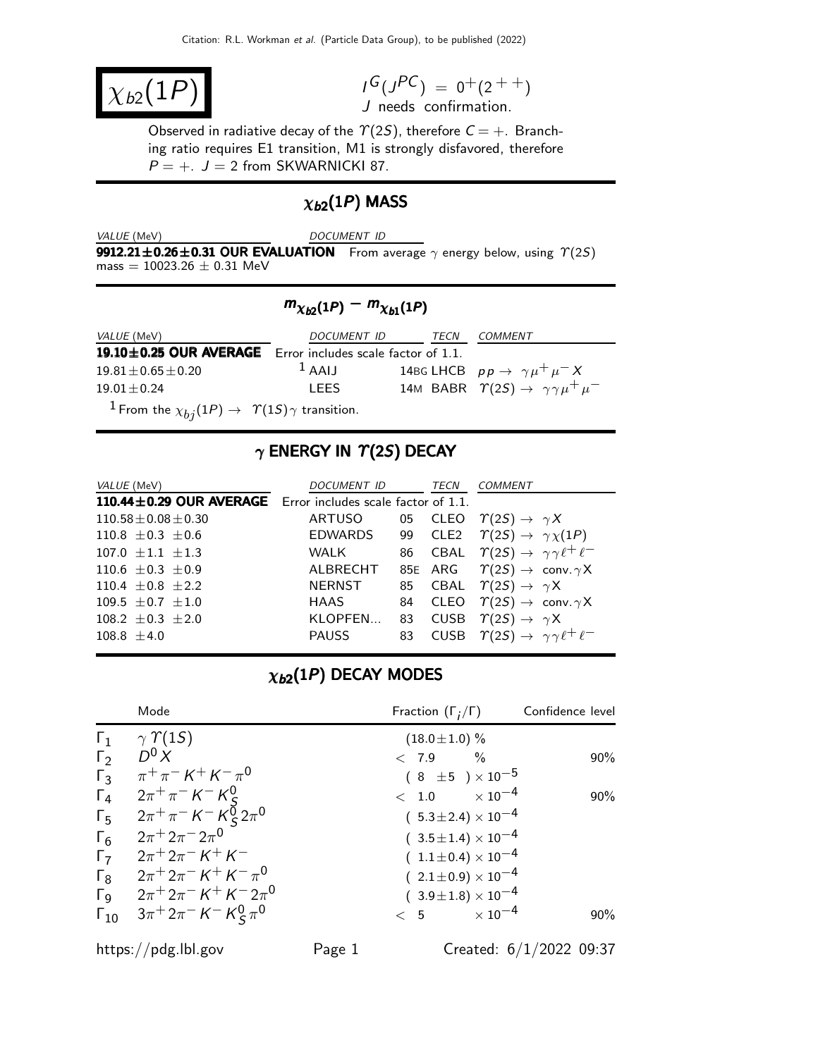# $\chi_{b2}(1P)$

$I^G(J^{PC}) = 0^+(2^{++})$
$J$ needs confirmation.

Observed in radiative decay of the $\Upsilon(2S)$, therefore $C = +$. Branching ratio requires E1 transition, M1 is strongly disfavored, therefore $P = +$. $J = 2$ from SKWARNICKI 87.

## $\chi_{b2}(1P)$ MASS

| VALUE (MeV) | DOCUMENT ID |
|---|---|
| **9912.21±0.26±0.31 OUR EVALUATION** | From average $\gamma$ energy below, using $\Upsilon(2S)$ mass = 10023.26 ± 0.31 MeV |

## $m_{\chi_{b2}(1P)} - m_{\chi_{b1}(1P)}$

| VALUE (MeV) | DOCUMENT ID | | TECN | COMMENT |
|---|---|---|---|---|
| **19.10±0.25 OUR AVERAGE** | Error includes scale factor of 1.1. | | | |
| 19.81±0.65±0.20 | [1] AAIJ | 14BG | LHCB | $pp \rightarrow \gamma\mu^+\mu^- X$ |
| 19.01±0.24 | LEES | 14M | BABR | $\Upsilon(2S) \rightarrow \gamma\gamma\mu^+\mu^-$ |

[1] From the $\chi_{bj}(1P) \rightarrow \Upsilon(1S)\gamma$ transition.

## $\gamma$ ENERGY IN $\Upsilon(2S)$ DECAY

| VALUE (MeV) | DOCUMENT ID | | TECN | COMMENT |
|---|---|---|---|---|
| **110.44±0.29 OUR AVERAGE** | Error includes scale factor of 1.1. | | | |
| 110.58±0.08±0.30 | ARTUSO | 05 | CLEO | $\Upsilon(2S) \rightarrow \gamma X$ |
| 110.8 ±0.3 ±0.6 | EDWARDS | 99 | CLE2 | $\Upsilon(2S) \rightarrow \gamma\chi(1P)$ |
| 107.0 ±1.1 ±1.3 | WALK | 86 | CBAL | $\Upsilon(2S) \rightarrow \gamma\gamma\ell^+\ell^-$ |
| 110.6 ±0.3 ±0.9 | ALBRECHT | 85E | ARG | $\Upsilon(2S) \rightarrow$ conv.$\gamma X$ |
| 110.4 ±0.8 ±2.2 | NERNST | 85 | CBAL | $\Upsilon(2S) \rightarrow \gamma X$ |
| 109.5 ±0.7 ±1.0 | HAAS | 84 | CLEO | $\Upsilon(2S) \rightarrow$ conv.$\gamma X$ |
| 108.2 ±0.3 ±2.0 | KLOPFEN... | 83 | CUSB | $\Upsilon(2S) \rightarrow \gamma X$ |
| 108.8 ±4.0 | PAUSS | 83 | CUSB | $\Upsilon(2S) \rightarrow \gamma\gamma\ell^+\ell^-$ |

## $\chi_{b2}(1P)$ DECAY MODES

| | Mode | Fraction $(\Gamma_i/\Gamma)$ | Confidence level |
|---|---|---|---|
| $\Gamma_1$ | $\gamma\,\Upsilon(1S)$ | $(18.0\pm1.0)$ % | |
| $\Gamma_2$ | $D^0 X$ | $< 7.9$ % | 90% |
| $\Gamma_3$ | $\pi^+\pi^-K^+K^-\pi^0$ | $(8 \pm5) \times 10^{-5}$ | |
| $\Gamma_4$ | $2\pi^+\pi^-K^-K^0_S$ | $< 1.0 \times 10^{-4}$ | 90% |
| $\Gamma_5$ | $2\pi^+\pi^-K^-K^0_S 2\pi^0$ | $(5.3\pm2.4) \times 10^{-4}$ | |
| $\Gamma_6$ | $2\pi^+2\pi^-2\pi^0$ | $(3.5\pm1.4) \times 10^{-4}$ | |
| $\Gamma_7$ | $2\pi^+2\pi^-K^+K^-$ | $(1.1\pm0.4) \times 10^{-4}$ | |
| $\Gamma_8$ | $2\pi^+2\pi^-K^+K^-\pi^0$ | $(2.1\pm0.9) \times 10^{-4}$ | |
| $\Gamma_9$ | $2\pi^+2\pi^-K^+K^-2\pi^0$ | $(3.9\pm1.8) \times 10^{-4}$ | |
| $\Gamma_{10}$ | $3\pi^+2\pi^-K^-K^0_S\pi^0$ | $< 5 \times 10^{-4}$ | 90% |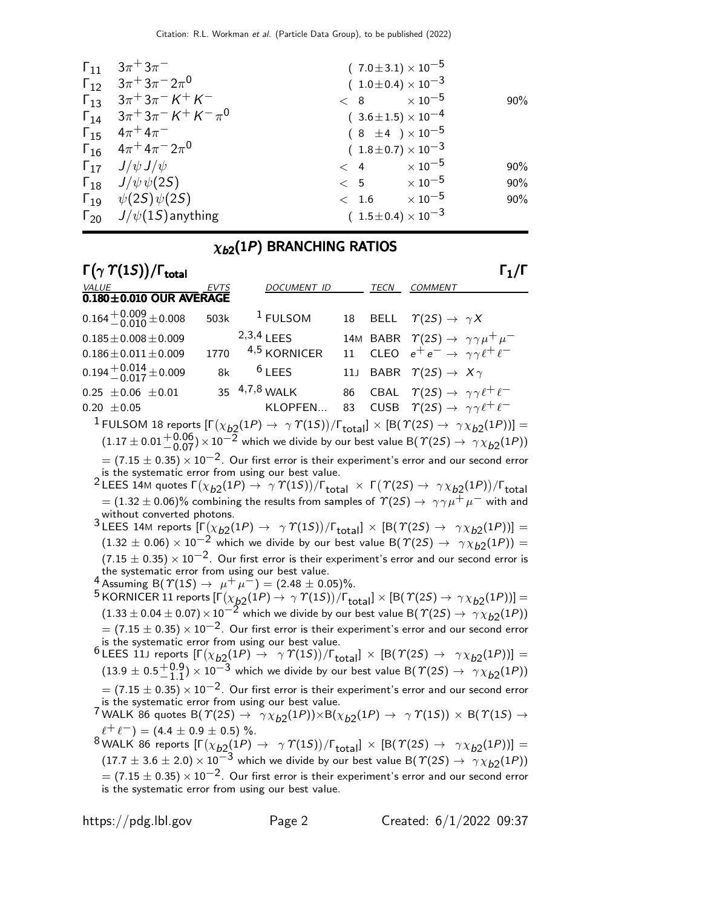| | | | |
|---|---|---|---|
| $\Gamma_{11}$ | $3\pi^+3\pi^-$ | $(7.0\pm3.1)\times10^{-5}$ | |
| $\Gamma_{12}$ | $3\pi^+3\pi^-2\pi^0$ | $(1.0\pm0.4)\times10^{-3}$ | |
| $\Gamma_{13}$ | $3\pi^+3\pi^-K^+K^-$ | $<8\times10^{-5}$ | 90% |
| $\Gamma_{14}$ | $3\pi^+3\pi^-K^+K^-\pi^0$ | $(3.6\pm1.5)\times10^{-4}$ | |
| $\Gamma_{15}$ | $4\pi^+4\pi^-$ | $(8\pm4)\times10^{-5}$ | |
| $\Gamma_{16}$ | $4\pi^+4\pi^-2\pi^0$ | $(1.8\pm0.7)\times10^{-3}$ | |
| $\Gamma_{17}$ | $J/\psi J/\psi$ | $<4\times10^{-5}$ | 90% |
| $\Gamma_{18}$ | $J/\psi\psi(2S)$ | $<5\times10^{-5}$ | 90% |
| $\Gamma_{19}$ | $\psi(2S)\psi(2S)$ | $<1.6\times10^{-5}$ | 90% |
| $\Gamma_{20}$ | $J/\psi(1S)$anything | $(1.5\pm0.4)\times10^{-3}$ | |

## $\chi_{b2}(1P)$ BRANCHING RATIOS

### $\Gamma(\gamma\Upsilon(1S))/\Gamma_{\text{total}}$ $\Gamma_1/\Gamma$

| VALUE | EVTS | DOCUMENT ID | | TECN | COMMENT |
|---|---|---|---|---|---|
| **0.180±0.010 OUR AVERAGE** | | | | | |
| $0.164^{+0.009}_{-0.010}\pm0.008$ | 503k | [1] FULSOM | 18 | BELL | $\Upsilon(2S)\to\gamma X$ |
| $0.185\pm0.008\pm0.009$ | | [2,3,4] LEES | 14M | BABR | $\Upsilon(2S)\to\gamma\gamma\mu^+\mu^-$ |
| $0.186\pm0.011\pm0.009$ | 1770 | [4,5] KORNICER | 11 | CLEO | $e^+e^-\to\gamma\gamma\ell^+\ell^-$ |
| $0.194^{+0.014}_{-0.017}\pm0.009$ | 8k | [6] LEES | 11J | BABR | $\Upsilon(2S)\to X\gamma$ |
| $0.25\ \pm0.06\ \pm0.01$ | 35 | [4,7,8] WALK | 86 | CBAL | $\Upsilon(2S)\to\gamma\gamma\ell^+\ell^-$ |
| $0.20\ \pm0.05$ | | KLOPFEN... | 83 | CUSB | $\Upsilon(2S)\to\gamma\gamma\ell^+\ell^-$ |

[1] FULSOM 18 reports $[\Gamma(\chi_{b2}(1P)\to\gamma\Upsilon(1S))/\Gamma_{\text{total}}]\times[B(\Upsilon(2S)\to\gamma\chi_{b2}(1P))] = (1.17\pm0.01^{+0.06}_{-0.07})\times10^{-2}$ which we divide by our best value $B(\Upsilon(2S)\to\gamma\chi_{b2}(1P)) = (7.15\pm0.35)\times10^{-2}$. Our first error is their experiment's error and our second error is the systematic error from using our best value.

[2] LEES 14M quotes $\Gamma(\chi_{b2}(1P)\to\gamma\Upsilon(1S))/\Gamma_{\text{total}}\times\Gamma(\Upsilon(2S)\to\gamma\chi_{b2}(1P))/\Gamma_{\text{total}} = (1.32\pm0.06)\%$ combining the results from samples of $\Upsilon(2S)\to\gamma\gamma\mu^+\mu^-$ with and without converted photons.

[3] LEES 14M reports $[\Gamma(\chi_{b2}(1P)\to\gamma\Upsilon(1S))/\Gamma_{\text{total}}]\times[B(\Upsilon(2S)\to\gamma\chi_{b2}(1P))] = (1.32\pm0.06)\times10^{-2}$ which we divide by our best value $B(\Upsilon(2S)\to\gamma\chi_{b2}(1P)) = (7.15\pm0.35)\times10^{-2}$. Our first error is their experiment's error and our second error is the systematic error from using our best value.

[4] Assuming $B(\Upsilon(1S)\to\mu^+\mu^-) = (2.48\pm0.05)\%$.

[5] KORNICER 11 reports $[\Gamma(\chi_{b2}(1P)\to\gamma\Upsilon(1S))/\Gamma_{\text{total}}]\times[B(\Upsilon(2S)\to\gamma\chi_{b2}(1P))] = (1.33\pm0.04\pm0.07)\times10^{-2}$ which we divide by our best value $B(\Upsilon(2S)\to\gamma\chi_{b2}(1P)) = (7.15\pm0.35)\times10^{-2}$. Our first error is their experiment's error and our second error is the systematic error from using our best value.

[6] LEES 11J reports $[\Gamma(\chi_{b2}(1P)\to\gamma\Upsilon(1S))/\Gamma_{\text{total}}]\times[B(\Upsilon(2S)\to\gamma\chi_{b2}(1P))] = (13.9\pm0.5^{+0.9}_{-1.1})\times10^{-3}$ which we divide by our best value $B(\Upsilon(2S)\to\gamma\chi_{b2}(1P)) = (7.15\pm0.35)\times10^{-2}$. Our first error is their experiment's error and our second error is the systematic error from using our best value.

[7] WALK 86 quotes $B(\Upsilon(2S)\to\gamma\chi_{b2}(1P))\times B(\chi_{b2}(1P)\to\gamma\Upsilon(1S))\times B(\Upsilon(1S)\to\ell^+\ell^-) = (4.4\pm0.9\pm0.5)$ %.

[8] WALK 86 reports $[\Gamma(\chi_{b2}(1P)\to\gamma\Upsilon(1S))/\Gamma_{\text{total}}]\times[B(\Upsilon(2S)\to\gamma\chi_{b2}(1P))] = (17.7\pm3.6\pm2.0)\times10^{-3}$ which we divide by our best value $B(\Upsilon(2S)\to\gamma\chi_{b2}(1P)) = (7.15\pm0.35)\times10^{-2}$. Our first error is their experiment's error and our second error is the systematic error from using our best value.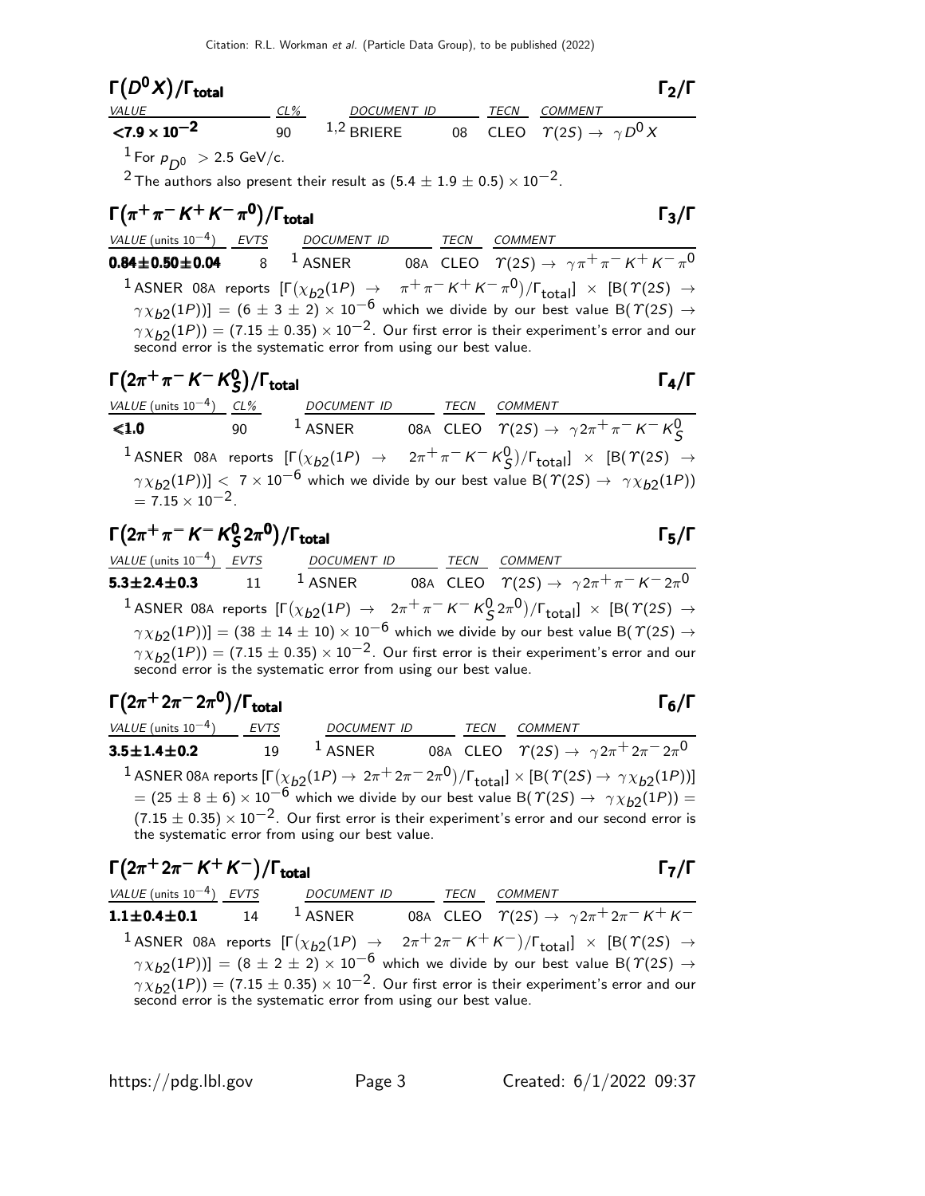## $\Gamma(D^0 X)/\Gamma_{\text{total}}$ $\Gamma_2/\Gamma$

| VALUE | CL% | DOCUMENT ID | | TECN | COMMENT |
|---|---|---|---|---|---|
| $<7.9 \times 10^{-2}$ | 90 | [1,2] BRIERE | 08 | CLEO | $\Upsilon(2S) \rightarrow \gamma D^0 X$ |

[1] For $p_{D^0} > 2.5$ GeV/c.

[2] The authors also present their result as $(5.4 \pm 1.9 \pm 0.5) \times 10^{-2}$.

## $\Gamma(\pi^+\pi^- K^+ K^- \pi^0)/\Gamma_{\text{total}}$ $\Gamma_3/\Gamma$

| VALUE (units $10^{-4}$) | EVTS | DOCUMENT ID | | TECN | COMMENT |
|---|---|---|---|---|---|
| **0.84±0.50±0.04** | 8 | [1] ASNER | 08A | CLEO | $\Upsilon(2S) \rightarrow \gamma\pi^+\pi^- K^+ K^- \pi^0$ |

[1] ASNER 08A reports $[\Gamma(\chi_{b2}(1P) \rightarrow \pi^+\pi^- K^+ K^- \pi^0)/\Gamma_{\text{total}}] \times [B(\Upsilon(2S) \rightarrow \gamma\chi_{b2}(1P))] = (6 \pm 3 \pm 2) \times 10^{-6}$ which we divide by our best value $B(\Upsilon(2S) \rightarrow \gamma\chi_{b2}(1P)) = (7.15 \pm 0.35) \times 10^{-2}$. Our first error is their experiment's error and our second error is the systematic error from using our best value.

## $\Gamma(2\pi^+\pi^- K^- K^0_S)/\Gamma_{\text{total}}$ $\Gamma_4/\Gamma$

| VALUE (units $10^{-4}$) | CL% | DOCUMENT ID | | TECN | COMMENT |
|---|---|---|---|---|---|
| **<1.0** | 90 | [1] ASNER | 08A | CLEO | $\Upsilon(2S) \rightarrow \gamma 2\pi^+\pi^- K^- K^0_S$ |

[1] ASNER 08A reports $[\Gamma(\chi_{b2}(1P) \rightarrow 2\pi^+\pi^- K^- K^0_S)/\Gamma_{\text{total}}] \times [B(\Upsilon(2S) \rightarrow \gamma\chi_{b2}(1P))] < 7 \times 10^{-6}$ which we divide by our best value $B(\Upsilon(2S) \rightarrow \gamma\chi_{b2}(1P)) = 7.15 \times 10^{-2}$.

## $\Gamma(2\pi^+\pi^- K^- K^0_S 2\pi^0)/\Gamma_{\text{total}}$ $\Gamma_5/\Gamma$

| VALUE (units $10^{-4}$) | EVTS | DOCUMENT ID | | TECN | COMMENT |
|---|---|---|---|---|---|
| **5.3±2.4±0.3** | 11 | [1] ASNER | 08A | CLEO | $\Upsilon(2S) \rightarrow \gamma 2\pi^+\pi^- K^- 2\pi^0$ |

[1] ASNER 08A reports $[\Gamma(\chi_{b2}(1P) \rightarrow 2\pi^+\pi^- K^- K^0_S 2\pi^0)/\Gamma_{\text{total}}] \times [B(\Upsilon(2S) \rightarrow \gamma\chi_{b2}(1P))] = (38 \pm 14 \pm 10) \times 10^{-6}$ which we divide by our best value $B(\Upsilon(2S) \rightarrow \gamma\chi_{b2}(1P)) = (7.15 \pm 0.35) \times 10^{-2}$. Our first error is their experiment's error and our second error is the systematic error from using our best value.

## $\Gamma(2\pi^+ 2\pi^- 2\pi^0)/\Gamma_{\text{total}}$ $\Gamma_6/\Gamma$

| VALUE (units $10^{-4}$) | EVTS | DOCUMENT ID | | TECN | COMMENT |
|---|---|---|---|---|---|
| **3.5±1.4±0.2** | 19 | [1] ASNER | 08A | CLEO | $\Upsilon(2S) \rightarrow \gamma 2\pi^+ 2\pi^- 2\pi^0$ |

[1] ASNER 08A reports $[\Gamma(\chi_{b2}(1P) \rightarrow 2\pi^+ 2\pi^- 2\pi^0)/\Gamma_{\text{total}}] \times [B(\Upsilon(2S) \rightarrow \gamma\chi_{b2}(1P))] = (25 \pm 8 \pm 6) \times 10^{-6}$ which we divide by our best value $B(\Upsilon(2S) \rightarrow \gamma\chi_{b2}(1P)) = (7.15 \pm 0.35) \times 10^{-2}$. Our first error is their experiment's error and our second error is the systematic error from using our best value.

## $\Gamma(2\pi^+ 2\pi^- K^+ K^-)/\Gamma_{\text{total}}$ $\Gamma_7/\Gamma$

| VALUE (units $10^{-4}$) | EVTS | DOCUMENT ID | | TECN | COMMENT |
|---|---|---|---|---|---|
| **1.1±0.4±0.1** | 14 | [1] ASNER | 08A | CLEO | $\Upsilon(2S) \rightarrow \gamma 2\pi^+ 2\pi^- K^+ K^-$ |

[1] ASNER 08A reports $[\Gamma(\chi_{b2}(1P) \rightarrow 2\pi^+ 2\pi^- K^+ K^-)/\Gamma_{\text{total}}] \times [B(\Upsilon(2S) \rightarrow \gamma\chi_{b2}(1P))] = (8 \pm 2 \pm 2) \times 10^{-6}$ which we divide by our best value $B(\Upsilon(2S) \rightarrow \gamma\chi_{b2}(1P)) = (7.15 \pm 0.35) \times 10^{-2}$. Our first error is their experiment's error and our second error is the systematic error from using our best value.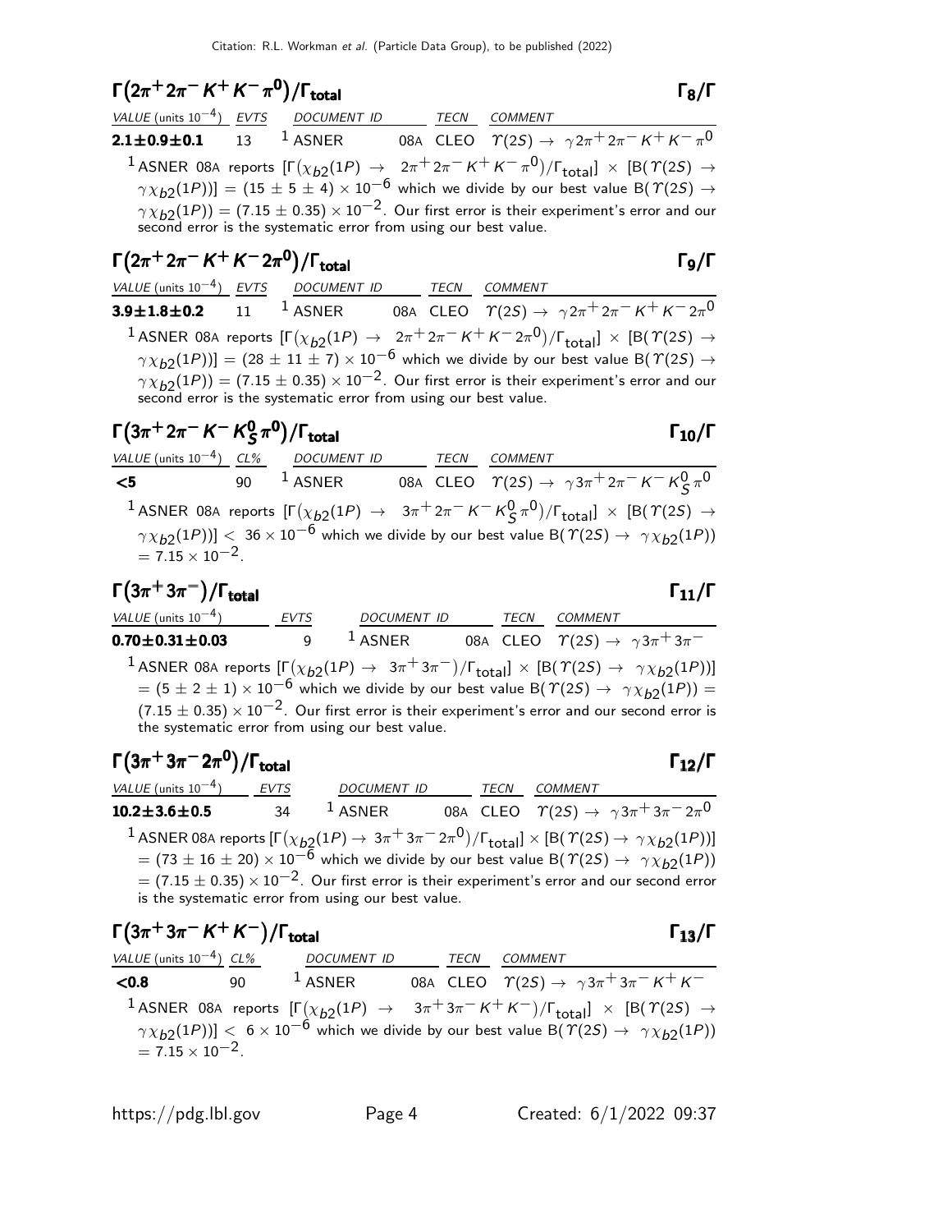## $\Gamma(2\pi^+ 2\pi^- K^+ K^- \pi^0)/\Gamma_{total}$ $\Gamma_8/\Gamma$

| VALUE (units $10^{-4}$) | EVTS | DOCUMENT ID | | TECN | COMMENT |
|---|---|---|---|---|---|
| **2.1±0.9±0.1** | 13 | [1] ASNER | 08A | CLEO | $\Upsilon(2S) \to \gamma 2\pi^+ 2\pi^- K^+ K^- \pi^0$ |

[1] ASNER 08A reports $[\Gamma(\chi_{b2}(1P) \to 2\pi^+ 2\pi^- K^+ K^- \pi^0)/\Gamma_{total}] \times [B(\Upsilon(2S) \to \gamma \chi_{b2}(1P))] = (15 \pm 5 \pm 4) \times 10^{-6}$ which we divide by our best value $B(\Upsilon(2S) \to \gamma \chi_{b2}(1P)) = (7.15 \pm 0.35) \times 10^{-2}$. Our first error is their experiment's error and our second error is the systematic error from using our best value.

## $\Gamma(2\pi^+ 2\pi^- K^+ K^- 2\pi^0)/\Gamma_{total}$ $\Gamma_9/\Gamma$

| VALUE (units $10^{-4}$) | EVTS | DOCUMENT ID | | TECN | COMMENT |
|---|---|---|---|---|---|
| **3.9±1.8±0.2** | 11 | [1] ASNER | 08A | CLEO | $\Upsilon(2S) \to \gamma 2\pi^+ 2\pi^- K^+ K^- 2\pi^0$ |

[1] ASNER 08A reports $[\Gamma(\chi_{b2}(1P) \to 2\pi^+ 2\pi^- K^+ K^- 2\pi^0)/\Gamma_{total}] \times [B(\Upsilon(2S) \to \gamma \chi_{b2}(1P))] = (28 \pm 11 \pm 7) \times 10^{-6}$ which we divide by our best value $B(\Upsilon(2S) \to \gamma \chi_{b2}(1P)) = (7.15 \pm 0.35) \times 10^{-2}$. Our first error is their experiment's error and our second error is the systematic error from using our best value.

## $\Gamma(3\pi^+ 2\pi^- K^- K^0_S \pi^0)/\Gamma_{total}$ $\Gamma_{10}/\Gamma$

| VALUE (units $10^{-4}$) | CL% | DOCUMENT ID | | TECN | COMMENT |
|---|---|---|---|---|---|
| **<5** | 90 | [1] ASNER | 08A | CLEO | $\Upsilon(2S) \to \gamma 3\pi^+ 2\pi^- K^- K^0_S \pi^0$ |

[1] ASNER 08A reports $[\Gamma(\chi_{b2}(1P) \to 3\pi^+ 2\pi^- K^- K^0_S \pi^0)/\Gamma_{total}] \times [B(\Upsilon(2S) \to \gamma \chi_{b2}(1P))] < 36 \times 10^{-6}$ which we divide by our best value $B(\Upsilon(2S) \to \gamma \chi_{b2}(1P)) = 7.15 \times 10^{-2}$.

## $\Gamma(3\pi^+ 3\pi^-)/\Gamma_{total}$ $\Gamma_{11}/\Gamma$

| VALUE (units $10^{-4}$) | EVTS | DOCUMENT ID | | TECN | COMMENT |
|---|---|---|---|---|---|
| **0.70±0.31±0.03** | 9 | [1] ASNER | 08A | CLEO | $\Upsilon(2S) \to \gamma 3\pi^+ 3\pi^-$ |

[1] ASNER 08A reports $[\Gamma(\chi_{b2}(1P) \to 3\pi^+ 3\pi^-)/\Gamma_{total}] \times [B(\Upsilon(2S) \to \gamma \chi_{b2}(1P))] = (5 \pm 2 \pm 1) \times 10^{-6}$ which we divide by our best value $B(\Upsilon(2S) \to \gamma \chi_{b2}(1P)) = (7.15 \pm 0.35) \times 10^{-2}$. Our first error is their experiment's error and our second error is the systematic error from using our best value.

## $\Gamma(3\pi^+ 3\pi^- 2\pi^0)/\Gamma_{total}$ $\Gamma_{12}/\Gamma$

| VALUE (units $10^{-4}$) | EVTS | DOCUMENT ID | | TECN | COMMENT |
|---|---|---|---|---|---|
| **10.2±3.6±0.5** | 34 | [1] ASNER | 08A | CLEO | $\Upsilon(2S) \to \gamma 3\pi^+ 3\pi^- 2\pi^0$ |

[1] ASNER 08A reports $[\Gamma(\chi_{b2}(1P) \to 3\pi^+ 3\pi^- 2\pi^0)/\Gamma_{total}] \times [B(\Upsilon(2S) \to \gamma \chi_{b2}(1P))] = (73 \pm 16 \pm 20) \times 10^{-6}$ which we divide by our best value $B(\Upsilon(2S) \to \gamma \chi_{b2}(1P)) = (7.15 \pm 0.35) \times 10^{-2}$. Our first error is their experiment's error and our second error is the systematic error from using our best value.

## $\Gamma(3\pi^+ 3\pi^- K^+ K^-)/\Gamma_{total}$ $\Gamma_{13}/\Gamma$

| VALUE (units $10^{-4}$) | CL% | DOCUMENT ID | | TECN | COMMENT |
|---|---|---|---|---|---|
| **<0.8** | 90 | [1] ASNER | 08A | CLEO | $\Upsilon(2S) \to \gamma 3\pi^+ 3\pi^- K^+ K^-$ |

[1] ASNER 08A reports $[\Gamma(\chi_{b2}(1P) \to 3\pi^+ 3\pi^- K^+ K^-)/\Gamma_{total}] \times [B(\Upsilon(2S) \to \gamma \chi_{b2}(1P))] < 6 \times 10^{-6}$ which we divide by our best value $B(\Upsilon(2S) \to \gamma \chi_{b2}(1P)) = 7.15 \times 10^{-2}$.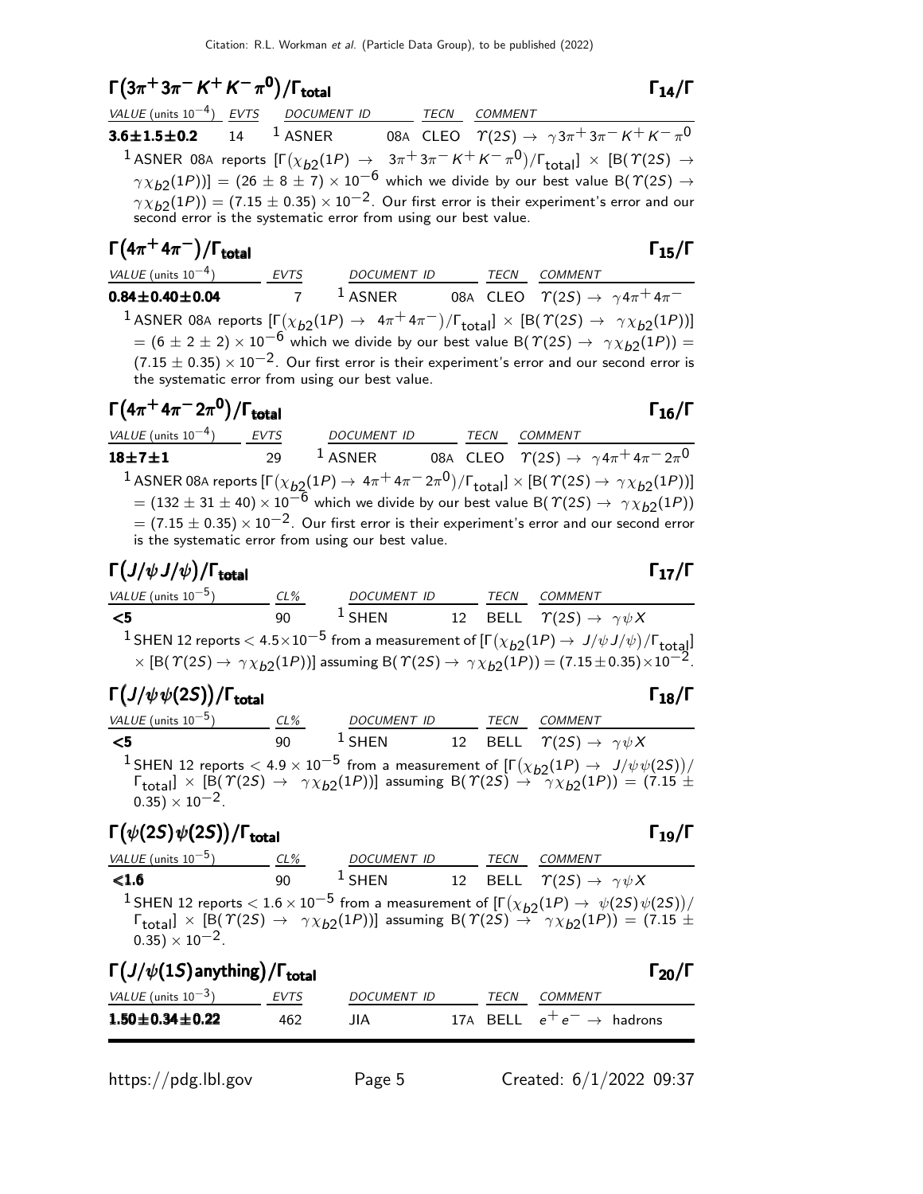## $\Gamma(3\pi^+3\pi^-K^+K^-\pi^0)/\Gamma_{\rm total}$ $\Gamma_{14}/\Gamma$

| VALUE (units $10^{-4}$) | EVTS | DOCUMENT ID | | TECN | COMMENT |
|---|---|---|---|---|---|
| **3.6±1.5±0.2** | 14 | [1] ASNER | 08A | CLEO | $\Upsilon(2S) \to \gamma 3\pi^+3\pi^-K^+K^-\pi^0$ |

[1] ASNER 08A reports $[\Gamma(\chi_{b2}(1P) \to 3\pi^+3\pi^-K^+K^-\pi^0)/\Gamma_{\rm total}] \times [B(\Upsilon(2S) \to \gamma\chi_{b2}(1P))] = (26 \pm 8 \pm 7) \times 10^{-6}$ which we divide by our best value $B(\Upsilon(2S) \to \gamma\chi_{b2}(1P)) = (7.15 \pm 0.35) \times 10^{-2}$. Our first error is their experiment's error and our second error is the systematic error from using our best value.

## $\Gamma(4\pi^+4\pi^-)/\Gamma_{\rm total}$ $\Gamma_{15}/\Gamma$

| VALUE (units $10^{-4}$) | EVTS | DOCUMENT ID | | TECN | COMMENT |
|---|---|---|---|---|---|
| **0.84±0.40±0.04** | 7 | [1] ASNER | 08A | CLEO | $\Upsilon(2S) \to \gamma 4\pi^+4\pi^-$ |

[1] ASNER 08A reports $[\Gamma(\chi_{b2}(1P) \to 4\pi^+4\pi^-)/\Gamma_{\rm total}] \times [B(\Upsilon(2S) \to \gamma\chi_{b2}(1P))] = (6 \pm 2 \pm 2) \times 10^{-6}$ which we divide by our best value $B(\Upsilon(2S) \to \gamma\chi_{b2}(1P)) = (7.15 \pm 0.35) \times 10^{-2}$. Our first error is their experiment's error and our second error is the systematic error from using our best value.

## $\Gamma(4\pi^+4\pi^-2\pi^0)/\Gamma_{\rm total}$ $\Gamma_{16}/\Gamma$

| VALUE (units $10^{-4}$) | EVTS | DOCUMENT ID | | TECN | COMMENT |
|---|---|---|---|---|---|
| **18±7±1** | 29 | [1] ASNER | 08A | CLEO | $\Upsilon(2S) \to \gamma 4\pi^+4\pi^-2\pi^0$ |

[1] ASNER 08A reports $[\Gamma(\chi_{b2}(1P) \to 4\pi^+4\pi^-2\pi^0)/\Gamma_{\rm total}] \times [B(\Upsilon(2S) \to \gamma\chi_{b2}(1P))] = (132 \pm 31 \pm 40) \times 10^{-6}$ which we divide by our best value $B(\Upsilon(2S) \to \gamma\chi_{b2}(1P)) = (7.15 \pm 0.35) \times 10^{-2}$. Our first error is their experiment's error and our second error is the systematic error from using our best value.

## $\Gamma(J/\psi J/\psi)/\Gamma_{\rm total}$ $\Gamma_{17}/\Gamma$

| VALUE (units $10^{-5}$) | CL% | DOCUMENT ID | | TECN | COMMENT |
|---|---|---|---|---|---|
| **<5** | 90 | [1] SHEN | 12 | BELL | $\Upsilon(2S) \to \gamma\psi X$ |

[1] SHEN 12 reports $< 4.5\times10^{-5}$ from a measurement of $[\Gamma(\chi_{b2}(1P) \to J/\psi J/\psi)/\Gamma_{\rm total}] \times [B(\Upsilon(2S) \to \gamma\chi_{b2}(1P))]$ assuming $B(\Upsilon(2S) \to \gamma\chi_{b2}(1P)) = (7.15\pm0.35)\times10^{-2}$.

## $\Gamma(J/\psi\psi(2S))/\Gamma_{\rm total}$ $\Gamma_{18}/\Gamma$

| VALUE (units $10^{-5}$) | CL% | DOCUMENT ID | | TECN | COMMENT |
|---|---|---|---|---|---|
| **<5** | 90 | [1] SHEN | 12 | BELL | $\Upsilon(2S) \to \gamma\psi X$ |

[1] SHEN 12 reports $< 4.9 \times 10^{-5}$ from a measurement of $[\Gamma(\chi_{b2}(1P) \to J/\psi\psi(2S))/\Gamma_{\rm total}] \times [B(\Upsilon(2S) \to \gamma\chi_{b2}(1P))]$ assuming $B(\Upsilon(2S) \to \gamma\chi_{b2}(1P)) = (7.15 \pm 0.35) \times 10^{-2}$.

## $\Gamma(\psi(2S)\psi(2S))/\Gamma_{\rm total}$ $\Gamma_{19}/\Gamma$

| VALUE (units $10^{-5}$) | CL% | DOCUMENT ID | | TECN | COMMENT |
|---|---|---|---|---|---|
| **<1.6** | 90 | [1] SHEN | 12 | BELL | $\Upsilon(2S) \to \gamma\psi X$ |

[1] SHEN 12 reports $< 1.6 \times 10^{-5}$ from a measurement of $[\Gamma(\chi_{b2}(1P) \to \psi(2S)\psi(2S))/\Gamma_{\rm total}] \times [B(\Upsilon(2S) \to \gamma\chi_{b2}(1P))]$ assuming $B(\Upsilon(2S) \to \gamma\chi_{b2}(1P)) = (7.15 \pm 0.35) \times 10^{-2}$.

## $\Gamma(J/\psi(1S)\,\text{anything})/\Gamma_{\rm total}$ $\Gamma_{20}/\Gamma$

| VALUE (units $10^{-3}$) | EVTS | DOCUMENT ID | | TECN | COMMENT |
|---|---|---|---|---|---|
| **1.50±0.34±0.22** | 462 | JIA | 17A | BELL | $e^+e^- \to$ hadrons |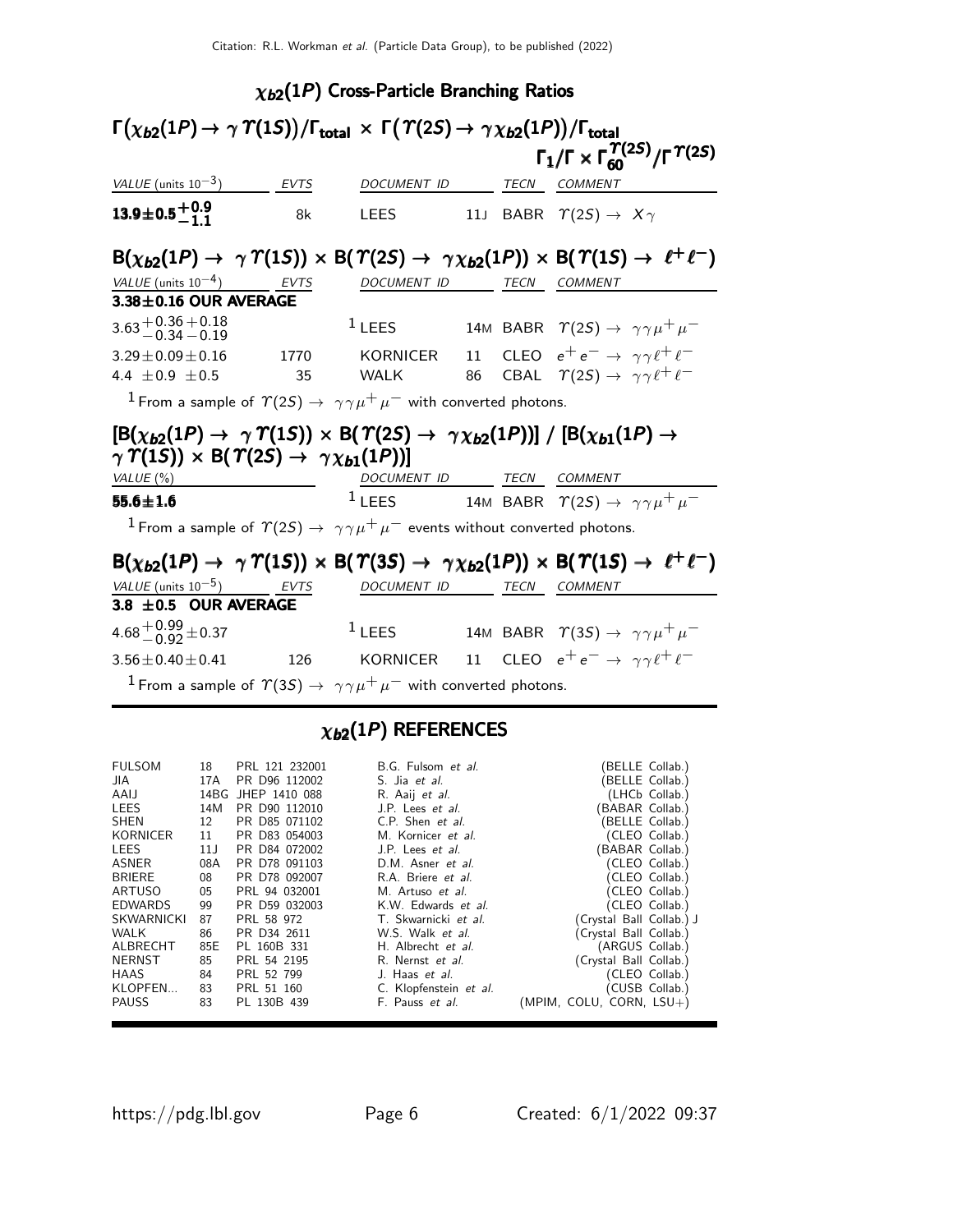## $\chi_{b2}(1P)$ Cross-Particle Branching Ratios

### $\Gamma(\chi_{b2}(1P) \to \gamma\Upsilon(1S))/\Gamma_{\text{total}} \times \Gamma(\Upsilon(2S) \to \gamma\chi_{b2}(1P))/\Gamma_{\text{total}}$ $\qquad \Gamma_1/\Gamma \times \Gamma_{60}^{\Upsilon(2S)}/\Gamma^{\Upsilon(2S)}$

| VALUE (units $10^{-3}$) | EVTS | DOCUMENT ID | | TECN | COMMENT |
|---|---|---|---|---|---|
| **$13.9 \pm 0.5 ^{+0.9}_{-1.1}$** | 8k | LEES | 11J | BABR | $\Upsilon(2S) \to X\gamma$ |

### $B(\chi_{b2}(1P) \to \gamma\Upsilon(1S)) \times B(\Upsilon(2S) \to \gamma\chi_{b2}(1P)) \times B(\Upsilon(1S) \to \ell^+\ell^-)$

| VALUE (units $10^{-4}$) | EVTS | DOCUMENT ID | | TECN | COMMENT |
|---|---|---|---|---|---|
| **3.38±0.16 OUR AVERAGE** | | | | | |
| $3.63^{+0.36}_{-0.34}{}^{+0.18}_{-0.19}$ | | [1] LEES | 14M | BABR | $\Upsilon(2S) \to \gamma\gamma\mu^+\mu^-$ |
| $3.29 \pm 0.09 \pm 0.16$ | 1770 | KORNICER | 11 | CLEO | $e^+e^- \to \gamma\gamma\ell^+\ell^-$ |
| $4.4 \pm 0.9 \pm 0.5$ | 35 | WALK | 86 | CBAL | $\Upsilon(2S) \to \gamma\gamma\ell^+\ell^-$ |

[1] From a sample of $\Upsilon(2S) \to \gamma\gamma\mu^+\mu^-$ with converted photons.

### $[B(\chi_{b2}(1P) \to \gamma\Upsilon(1S)) \times B(\Upsilon(2S) \to \gamma\chi_{b2}(1P))] / [B(\chi_{b1}(1P) \to \gamma\Upsilon(1S)) \times B(\Upsilon(2S) \to \gamma\chi_{b1}(1P))]$

| VALUE (%) | DOCUMENT ID | | TECN | COMMENT |
|---|---|---|---|---|
| **$55.6 \pm 1.6$** | [1] LEES | 14M | BABR | $\Upsilon(2S) \to \gamma\gamma\mu^+\mu^-$ |

[1] From a sample of $\Upsilon(2S) \to \gamma\gamma\mu^+\mu^-$ events without converted photons.

### $B(\chi_{b2}(1P) \to \gamma\Upsilon(1S)) \times B(\Upsilon(3S) \to \gamma\chi_{b2}(1P)) \times B(\Upsilon(1S) \to \ell^+\ell^-)$

| VALUE (units $10^{-5}$) | EVTS | DOCUMENT ID | | TECN | COMMENT |
|---|---|---|---|---|---|
| **3.8 ±0.5 OUR AVERAGE** | | | | | |
| $4.68^{+0.99}_{-0.92} \pm 0.37$ | | [1] LEES | 14M | BABR | $\Upsilon(3S) \to \gamma\gamma\mu^+\mu^-$ |
| $3.56 \pm 0.40 \pm 0.41$ | 126 | KORNICER | 11 | CLEO | $e^+e^- \to \gamma\gamma\ell^+\ell^-$ |

[1] From a sample of $\Upsilon(3S) \to \gamma\gamma\mu^+\mu^-$ with converted photons.

## $\chi_{b2}(1P)$ REFERENCES

| | | | | |
|---|---|---|---|---|
| FULSOM | 18 | PRL 121 232001 | B.G. Fulsom *et al.* | (BELLE Collab.) |
| JIA | 17A | PR D96 112002 | S. Jia *et al.* | (BELLE Collab.) |
| AAIJ | 14BG | JHEP 1410 088 | R. Aaij *et al.* | (LHCb Collab.) |
| LEES | 14M | PR D90 112010 | J.P. Lees *et al.* | (BABAR Collab.) |
| SHEN | 12 | PR D85 071102 | C.P. Shen *et al.* | (BELLE Collab.) |
| KORNICER | 11 | PR D83 054003 | M. Kornicer *et al.* | (CLEO Collab.) |
| LEES | 11J | PR D84 072002 | J.P. Lees *et al.* | (BABAR Collab.) |
| ASNER | 08A | PR D78 091103 | D.M. Asner *et al.* | (CLEO Collab.) |
| BRIERE | 08 | PR D78 092007 | R.A. Briere *et al.* | (CLEO Collab.) |
| ARTUSO | 05 | PRL 94 032001 | M. Artuso *et al.* | (CLEO Collab.) |
| EDWARDS | 99 | PR D59 032003 | K.W. Edwards *et al.* | (CLEO Collab.) |
| SKWARNICKI | 87 | PRL 58 972 | T. Skwarnicki *et al.* | (Crystal Ball Collab.) J |
| WALK | 86 | PR D34 2611 | W.S. Walk *et al.* | (Crystal Ball Collab.) |
| ALBRECHT | 85E | PL 160B 331 | H. Albrecht *et al.* | (ARGUS Collab.) |
| NERNST | 85 | PRL 54 2195 | R. Nernst *et al.* | (Crystal Ball Collab.) |
| HAAS | 84 | PRL 52 799 | J. Haas *et al.* | (CLEO Collab.) |
| KLOPFEN... | 83 | PRL 51 160 | C. Klopfenstein *et al.* | (CUSB Collab.) |
| PAUSS | 83 | PL 130B 439 | F. Pauss *et al.* | (MPIM, COLU, CORN, LSU+) |